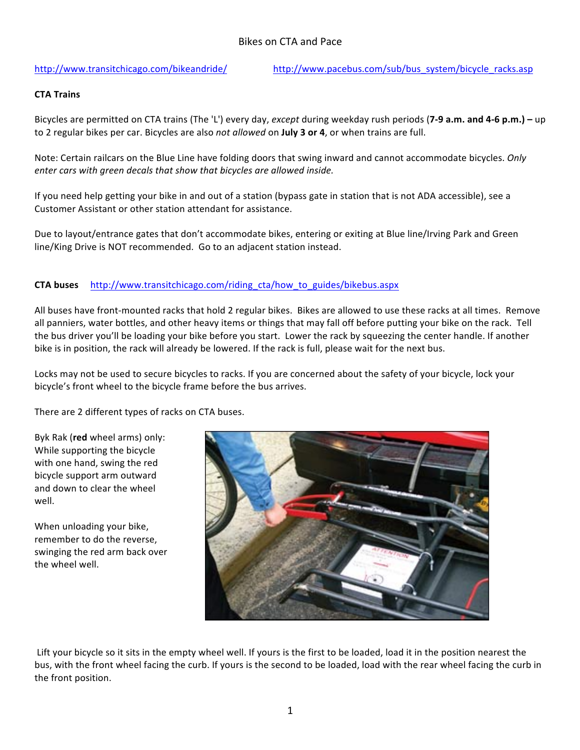# Bikes on CTA and Pace

http://www.transitchicago.com/bikeandride/ http://www.pacebus.com/sub/bus_system/bicycle_racks.asp

## CTA Trains

Bicycles are permitted on CTA trains (The 'L') every day, *except* during weekday rush periods (**7-9 a.m. and 4-6 p.m.) –** up to 2 regular bikes per car. Bicycles are also *not allowed* on **July 3 or 4**, or when trains are full.

Note: Certain railcars on the Blue Line have folding doors that swing inward and cannot accommodate bicycles. *Only enter cars with green decals that show that bicycles are allowed inside.*

If you need help getting your bike in and out of a station (bypass gate in station that is not ADA accessible), see a Customer Assistant or other station attendant for assistance.

Due to layout/entrance gates that don't accommodate bikes, entering or exiting at Blue line/Irving Park and Green line/King Drive is NOT recommended. Go to an adjacent station instead.

## CTA buses http://www.transitchicago.com/riding_cta/how_to_guides/bikebus.aspx

All buses have front-mounted racks that hold 2 regular bikes. Bikes are allowed to use these racks at all times. Remove all panniers, water bottles, and other heavy items or things that may fall off before putting your bike on the rack. Tell the bus driver you'll be loading your bike before you start. Lower the rack by squeezing the center handle. If another bike is in position, the rack will already be lowered. If the rack is full, please wait for the next bus.

Locks may not be used to secure bicycles to racks. If you are concerned about the safety of your bicycle, lock your bicycle's front wheel to the bicycle frame before the bus arrives.

There are 2 different types of racks on CTA buses.

Byk Rak (**red** wheel arms) only: While supporting the bicycle with one hand, swing the red bicycle support arm outward and down to clear the wheel well.

When unloading your bike, remember to do the reverse, swinging the red arm back over the wheel well.

Lift your bicycle so it sits in the empty wheel well. If yours is the first to be loaded, load it in the position nearest the bus, with the front wheel facing the curb. If yours is the second to be loaded, load with the rear wheel facing the curb in the front position.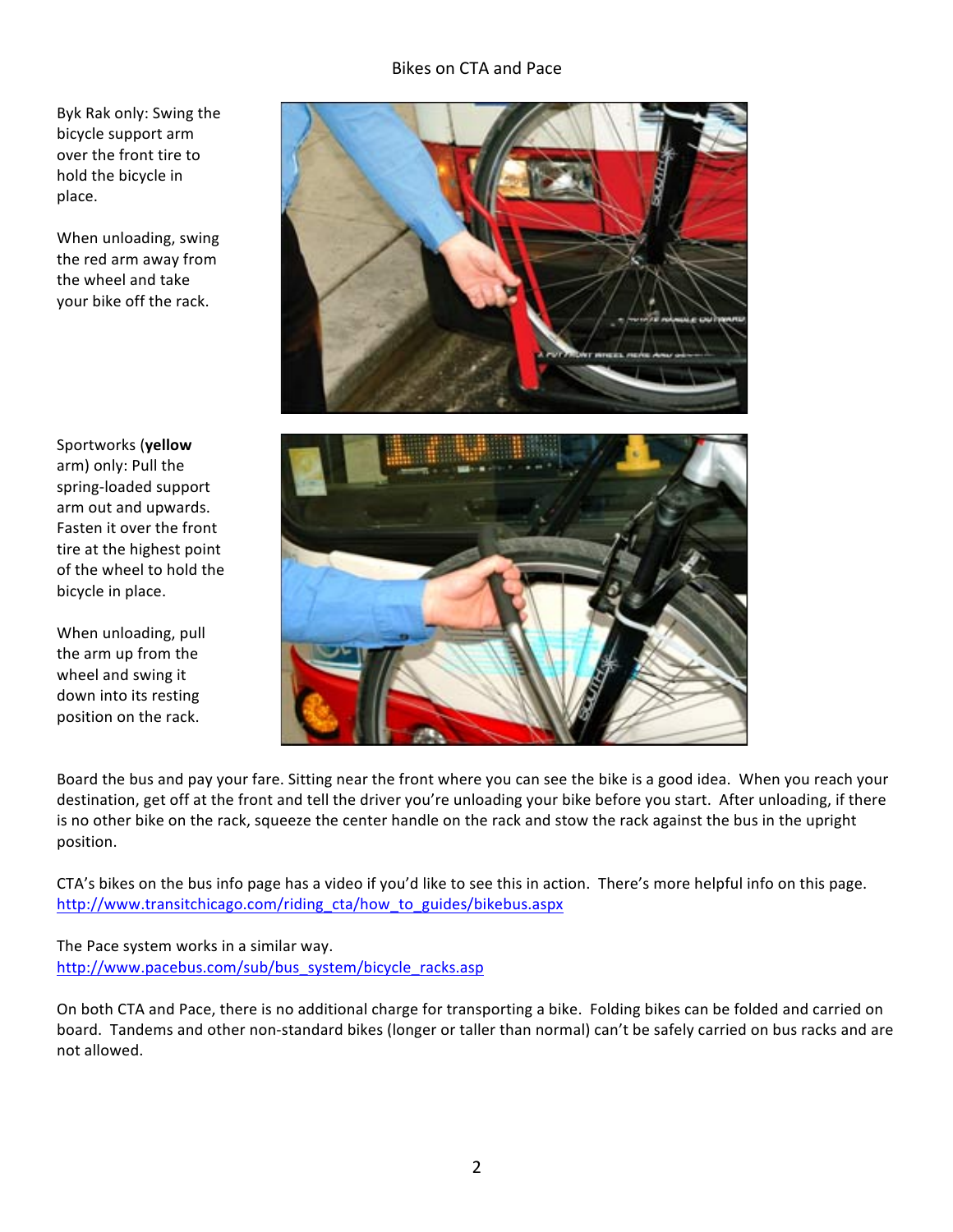Byk Rak only: Swing the bicycle support arm over the front tire to hold the bicycle in place.

When unloading, swing the red arm away from the wheel and take your bike off the rack.

Sportworks (**yellow** arm) only: Pull the spring-loaded support arm out and upwards. Fasten it over the front tire at the highest point of the wheel to hold the bicycle in place.

When unloading, pull the arm up from the wheel and swing it down into its resting position on the rack.

Board the bus and pay your fare. Sitting near the front where you can see the bike is a good idea. When you reach your destination, get off at the front and tell the driver you're unloading your bike before you start. After unloading, if there is no other bike on the rack, squeeze the center handle on the rack and stow the rack against the bus in the upright position.

CTA's bikes on the bus info page has a video if you'd like to see this in action. There's more helpful info on this page.
http://www.transitchicago.com/riding_cta/how_to_guides/bikebus.aspx

The Pace system works in a similar way.
http://www.pacebus.com/sub/bus_system/bicycle_racks.asp

On both CTA and Pace, there is no additional charge for transporting a bike. Folding bikes can be folded and carried on board. Tandems and other non-standard bikes (longer or taller than normal) can't be safely carried on bus racks and are not allowed.